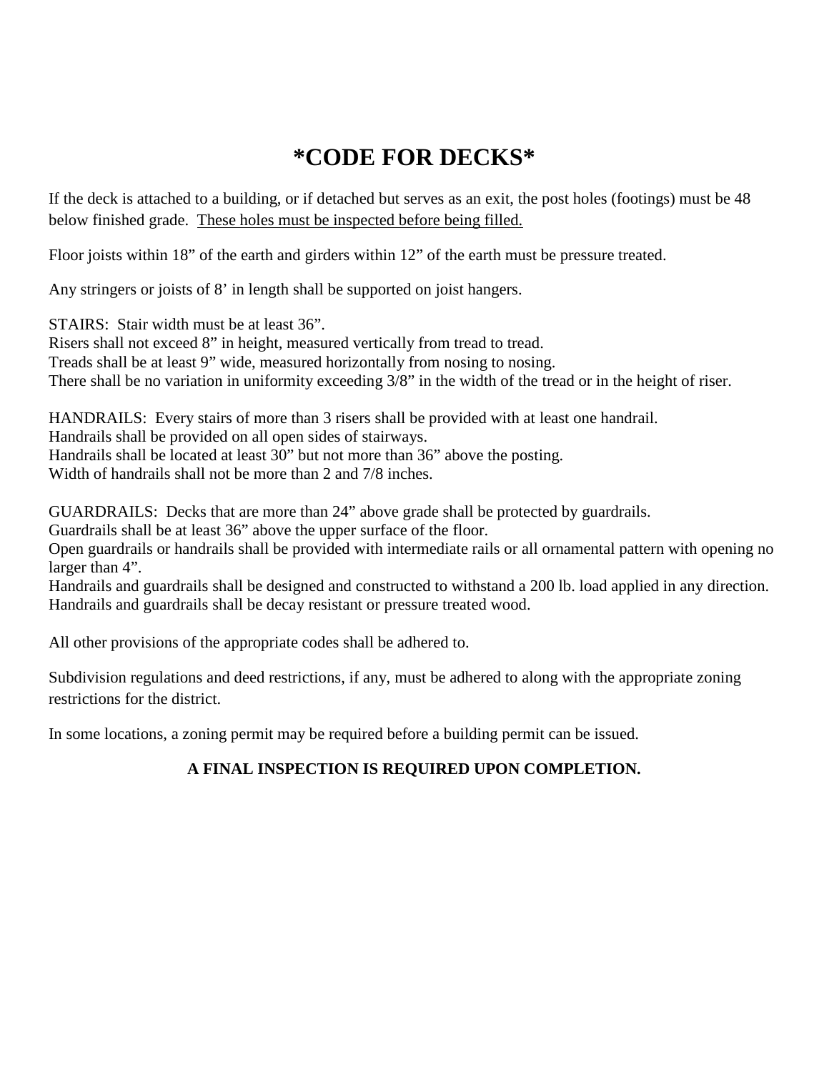# *CODE FOR DECKS*

If the deck is attached to a building, or if detached but serves as an exit, the post holes (footings) must be 48 below finished grade. <u>These holes must be inspected before being filled.</u>

Floor joists within 18" of the earth and girders within 12" of the earth must be pressure treated.

Any stringers or joists of 8' in length shall be supported on joist hangers.

STAIRS: Stair width must be at least 36".
Risers shall not exceed 8" in height, measured vertically from tread to tread.
Treads shall be at least 9" wide, measured horizontally from nosing to nosing.
There shall be no variation in uniformity exceeding 3/8" in the width of the tread or in the height of riser.

HANDRAILS: Every stairs of more than 3 risers shall be provided with at least one handrail.
Handrails shall be provided on all open sides of stairways.
Handrails shall be located at least 30" but not more than 36" above the posting.
Width of handrails shall not be more than 2 and 7/8 inches.

GUARDRAILS: Decks that are more than 24" above grade shall be protected by guardrails.
Guardrails shall be at least 36" above the upper surface of the floor.
Open guardrails or handrails shall be provided with intermediate rails or all ornamental pattern with opening no larger than 4".
Handrails and guardrails shall be designed and constructed to withstand a 200 lb. load applied in any direction.
Handrails and guardrails shall be decay resistant or pressure treated wood.

All other provisions of the appropriate codes shall be adhered to.

Subdivision regulations and deed restrictions, if any, must be adhered to along with the appropriate zoning restrictions for the district.

In some locations, a zoning permit may be required before a building permit can be issued.

**A FINAL INSPECTION IS REQUIRED UPON COMPLETION.**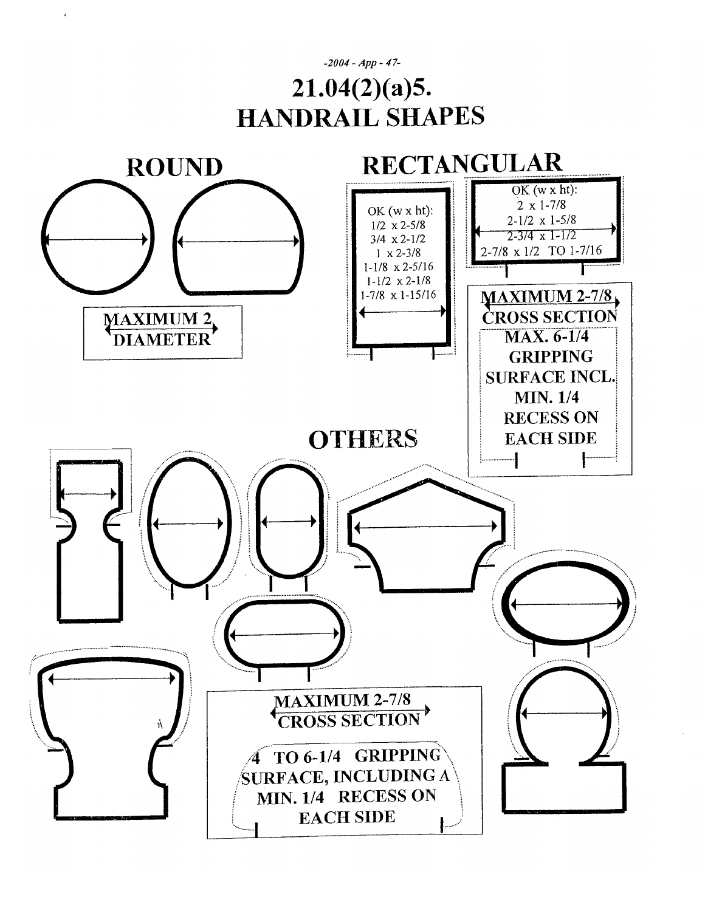# 21.04(2)(a)5. HANDRAIL SHAPES

## ROUND

MAXIMUM 2 DIAMETER

## RECTANGULAR

OK (w x ht):
1/2 x 2-5/8
3/4 x 2-1/2
1 x 2-3/8
1-1/8 x 2-5/16
1-1/2 x 2-1/8
1-7/8 x 1-15/16

OK (w x ht):
2 x 1-7/8
2-1/2 x 1-5/8
2-3/4 x 1-1/2
2-7/8 x 1/2 TO 1-7/16

MAXIMUM 2-7/8 CROSS SECTION

MAX. 6-1/4 GRIPPING SURFACE INCL. MIN. 1/4 RECESS ON EACH SIDE

## OTHERS

MAXIMUM 2-7/8 CROSS SECTION

4 TO 6-1/4 GRIPPING SURFACE, INCLUDING A MIN. 1/4 RECESS ON EACH SIDE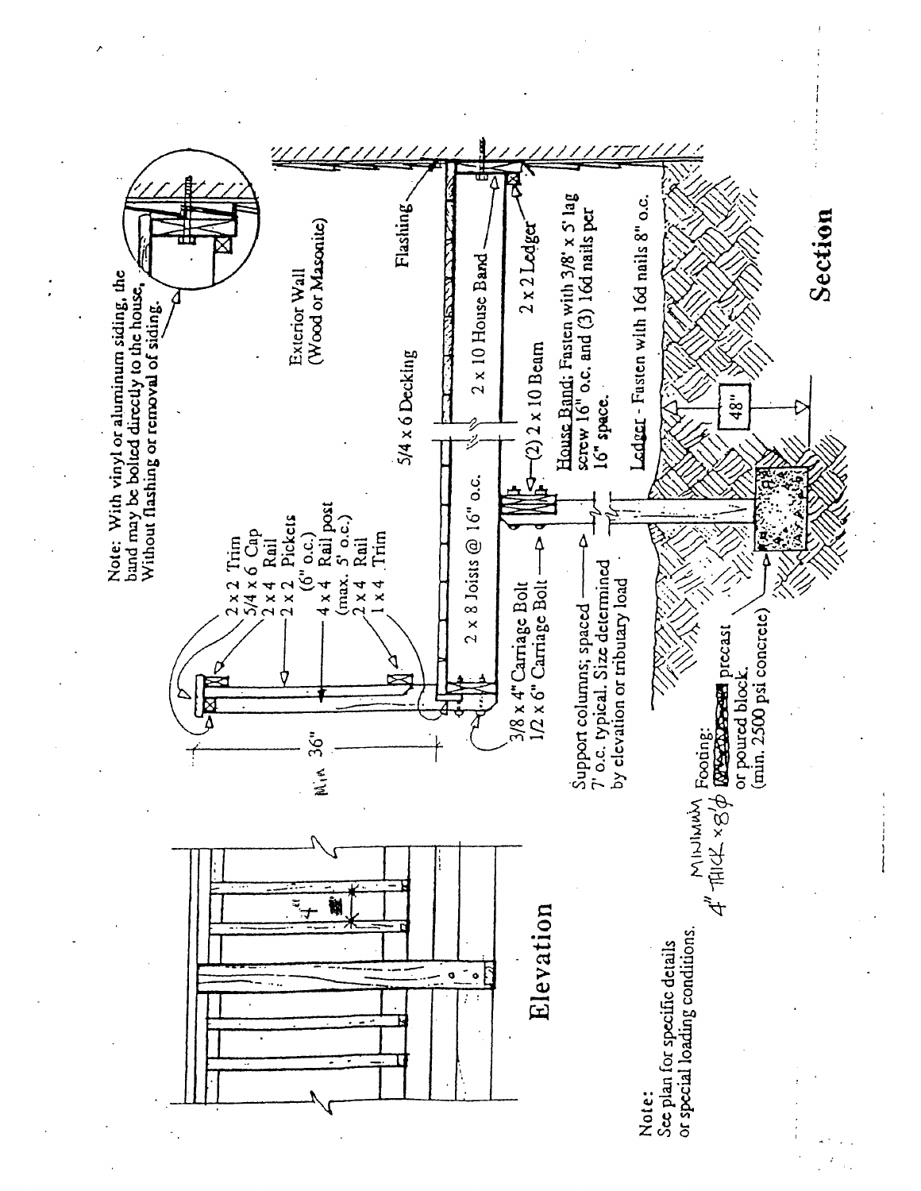Note: With vinyl or aluminum siding, the band may be bolted directly to the house, Without flashing or removal of siding.

Exterior Wall (Wood or Masonite)

Flashing

2 x 2 Trim
5/4 x 6 Cap
2 x 4 Rail
2 x 2 Pickets (6" o.c.)
4 x 4 Rail post (max. 5' o.c.)
2 x 4 Rail
1 x 4 Trim

Min 36"

5/4 x 6 Decking

2 x 10 House Band

2 x 2 Ledger

2 x 8 Joists @ 16" o.c.

2 x 10 Beam

(2) 2 x 10 Beam

House Band; Fasten with 3/8' x 5' lag screw 16" o.c. and (3) 16d nails per 16" space.

Ledger - Fasten with 16d nails 8" o.c.

3/8 x 4" Carriage Bolt
1/2 x 6" Carriage Bolt

Support columns; spaced 7' o.c. typical. Size determined by elevation or tributary load

48"

Footing: precast or poured block. (min. 2500 psi concrete)
MINIMUM 4" THICK x 8"ϕ

4"

# Elevation

# Section

Note:
See plan for specific details or special loading conditions.